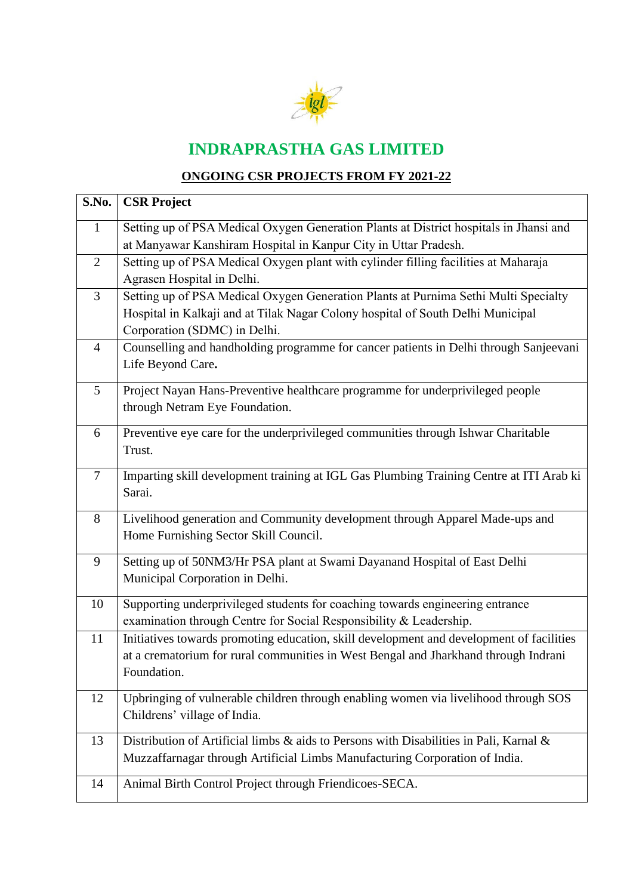# INDRAPRASTHA GAS LIMITED

## ONGOING CSR PROJECTS FROM FY 2021-22

| S.No. | CSR Project |
|---|---|
| 1 | Setting up of PSA Medical Oxygen Generation Plants at District hospitals in Jhansi and at Manyawar Kanshiram Hospital in Kanpur City in Uttar Pradesh. |
| 2 | Setting up of PSA Medical Oxygen plant with cylinder filling facilities at Maharaja Agrasen Hospital in Delhi. |
| 3 | Setting up of PSA Medical Oxygen Generation Plants at Purnima Sethi Multi Specialty Hospital in Kalkaji and at Tilak Nagar Colony hospital of South Delhi Municipal Corporation (SDMC) in Delhi. |
| 4 | Counselling and handholding programme for cancer patients in Delhi through Sanjeevani Life Beyond Care**.** |
| 5 | Project Nayan Hans-Preventive healthcare programme for underprivileged people through Netram Eye Foundation. |
| 6 | Preventive eye care for the underprivileged communities through Ishwar Charitable Trust. |
| 7 | Imparting skill development training at IGL Gas Plumbing Training Centre at ITI Arab ki Sarai. |
| 8 | Livelihood generation and Community development through Apparel Made-ups and Home Furnishing Sector Skill Council. |
| 9 | Setting up of 50NM3/Hr PSA plant at Swami Dayanand Hospital of East Delhi Municipal Corporation in Delhi. |
| 10 | Supporting underprivileged students for coaching towards engineering entrance examination through Centre for Social Responsibility & Leadership. |
| 11 | Initiatives towards promoting education, skill development and development of facilities at a crematorium for rural communities in West Bengal and Jharkhand through Indrani Foundation. |
| 12 | Upbringing of vulnerable children through enabling women via livelihood through SOS Childrens' village of India. |
| 13 | Distribution of Artificial limbs & aids to Persons with Disabilities in Pali, Karnal & Muzzaffarnagar through Artificial Limbs Manufacturing Corporation of India. |
| 14 | Animal Birth Control Project through Friendicoes-SECA. |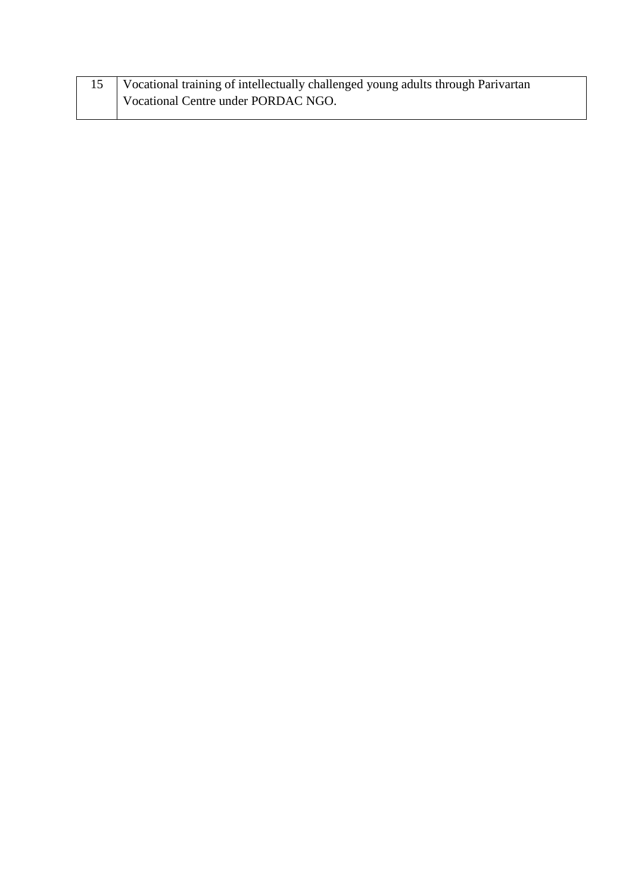| | |
|---|---|
| 15 | Vocational training of intellectually challenged young adults through Parivartan Vocational Centre under PORDAC NGO. |